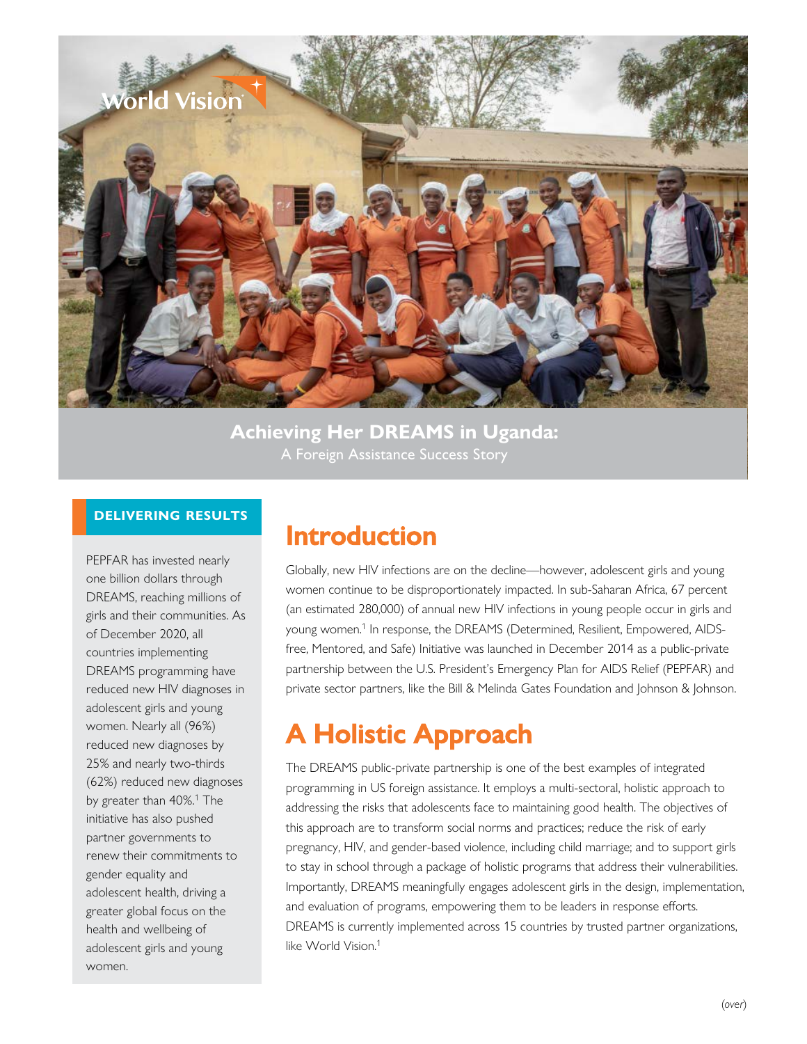# Achieving Her DREAMS in Uganda:

A Foreign Assistance Success Story

## Introduction

Globally, new HIV infections are on the decline—however, adolescent girls and young women continue to be disproportionately impacted. In sub-Saharan Africa, 67 percent (an estimated 280,000) of annual new HIV infections in young people occur in girls and young women.[1] In response, the DREAMS (Determined, Resilient, Empowered, AIDS-free, Mentored, and Safe) Initiative was launched in December 2014 as a public-private partnership between the U.S. President's Emergency Plan for AIDS Relief (PEPFAR) and private sector partners, like the Bill & Melinda Gates Foundation and Johnson & Johnson.

## A Holistic Approach

The DREAMS public-private partnership is one of the best examples of integrated programming in US foreign assistance. It employs a multi-sectoral, holistic approach to addressing the risks that adolescents face to maintaining good health. The objectives of this approach are to transform social norms and practices; reduce the risk of early pregnancy, HIV, and gender-based violence, including child marriage; and to support girls to stay in school through a package of holistic programs that address their vulnerabilities. Importantly, DREAMS meaningfully engages adolescent girls in the design, implementation, and evaluation of programs, empowering them to be leaders in response efforts. DREAMS is currently implemented across 15 countries by trusted partner organizations, like World Vision.[1]

### DELIVERING RESULTS

PEPFAR has invested nearly one billion dollars through DREAMS, reaching millions of girls and their communities. As of December 2020, all countries implementing DREAMS programming have reduced new HIV diagnoses in adolescent girls and young women. Nearly all (96%) reduced new diagnoses by 25% and nearly two-thirds (62%) reduced new diagnoses by greater than 40%.[1] The initiative has also pushed partner governments to renew their commitments to gender equality and adolescent health, driving a greater global focus on the health and wellbeing of adolescent girls and young women.

(over)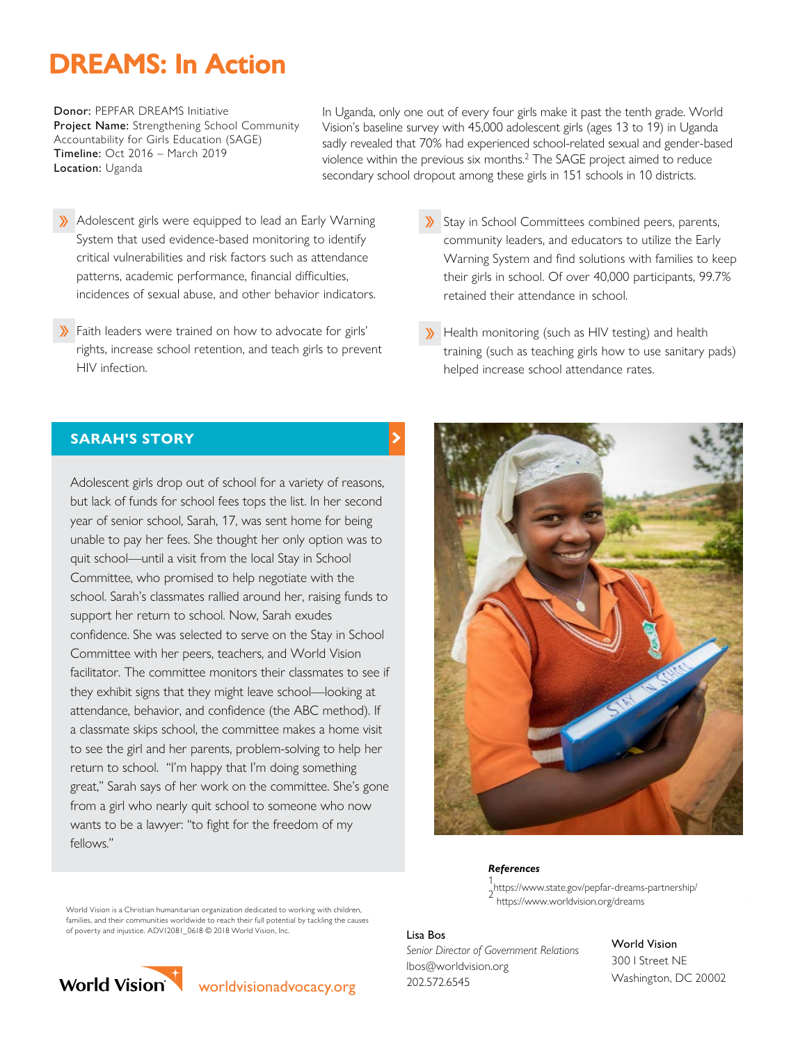# DREAMS: In Action

**Donor:** PEPFAR DREAMS Initiative
**Project Name:** Strengthening School Community Accountability for Girls Education (SAGE)
**Timeline:** Oct 2016 – March 2019
**Location:** Uganda

In Uganda, only one out of every four girls make it past the tenth grade. World Vision's baseline survey with 45,000 adolescent girls (ages 13 to 19) in Uganda sadly revealed that 70% had experienced school-related sexual and gender-based violence within the previous six months.[2] The SAGE project aimed to reduce secondary school dropout among these girls in 151 schools in 10 districts.

- Adolescent girls were equipped to lead an Early Warning System that used evidence-based monitoring to identify critical vulnerabilities and risk factors such as attendance patterns, academic performance, financial difficulties, incidences of sexual abuse, and other behavior indicators.
- Faith leaders were trained on how to advocate for girls' rights, increase school retention, and teach girls to prevent HIV infection.
- Stay in School Committees combined peers, parents, community leaders, and educators to utilize the Early Warning System and find solutions with families to keep their girls in school. Of over 40,000 participants, 99.7% retained their attendance in school.
- Health monitoring (such as HIV testing) and health training (such as teaching girls how to use sanitary pads) helped increase school attendance rates.

## SARAH'S STORY

Adolescent girls drop out of school for a variety of reasons, but lack of funds for school fees tops the list. In her second year of senior school, Sarah, 17, was sent home for being unable to pay her fees. She thought her only option was to quit school—until a visit from the local Stay in School Committee, who promised to help negotiate with the school. Sarah's classmates rallied around her, raising funds to support her return to school. Now, Sarah exudes confidence. She was selected to serve on the Stay in School Committee with her peers, teachers, and World Vision facilitator. The committee monitors their classmates to see if they exhibit signs that they might leave school—looking at attendance, behavior, and confidence (the ABC method). If a classmate skips school, the committee makes a home visit to see the girl and her parents, problem-solving to help her return to school. "I'm happy that I'm doing something great," Sarah says of her work on the committee. She's gone from a girl who nearly quit school to someone who now wants to be a lawyer: "to fight for the freedom of my fellows."

***References***

1 https://www.state.gov/pepfar-dreams-partnership/
2 https://www.worldvision.org/dreams

World Vision is a Christian humanitarian organization dedicated to working with children, families, and their communities worldwide to reach their full potential by tackling the causes of poverty and injustice. ADV12081_0618 © 2018 World Vision, Inc.

World Vision
worldvisionadvocacy.org

Lisa Bos
*Senior Director of Government Relations*
lbos@worldvision.org
202.572.6545

World Vision
300 I Street NE
Washington, DC 20002